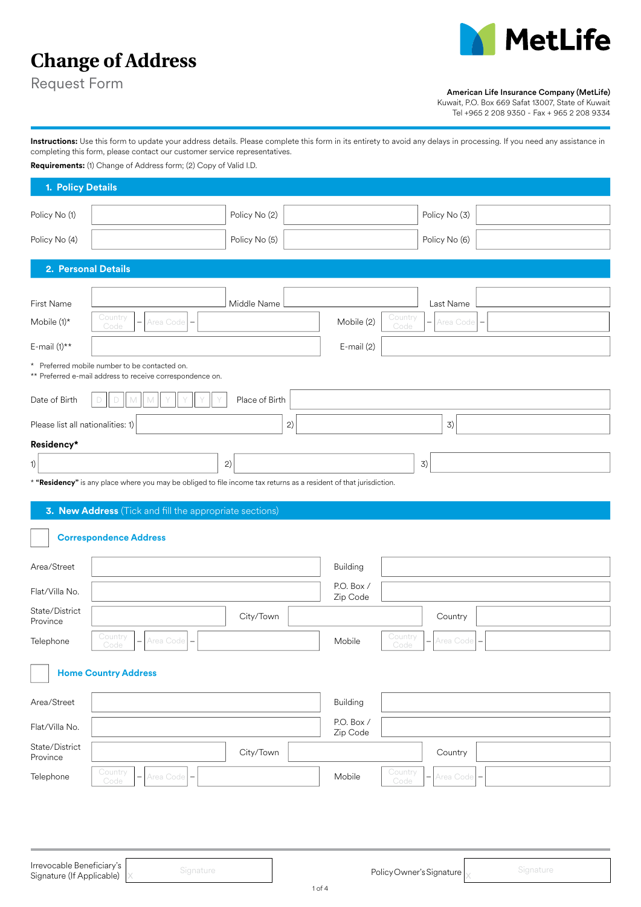# Change of Address

Request Form

MetLife

**American Life Insurance Company (MetLife)**
Kuwait, P.O. Box 669 Safat 13007, State of Kuwait
Tel +965 2 208 9350 - Fax + 965 2 208 9334

**Instructions:** Use this form to update your address details. Please complete this form in its entirety to avoid any delays in processing. If you need any assistance in completing this form, please contact our customer service representatives.

**Requirements:** (1) Change of Address form; (2) Copy of Valid I.D.

## 1. Policy Details

| | | | | | |
|---|---|---|---|---|---|
| Policy No (1) | | Policy No (2) | | Policy No (3) | |
| Policy No (4) | | Policy No (5) | | Policy No (6) | |

## 2. Personal Details

| | | | | | |
|---|---|---|---|---|---|
| First Name | | Middle Name | | Last Name | |
| Mobile (1)* | Country Code – Area Code – | | Mobile (2) | Country Code – Area Code – | |
| E-mail (1)** | | | E-mail (2) | | |

\* Preferred mobile number to be contacted on.
** Preferred e-mail address to receive correspondence on.

Date of Birth D D M M Y Y Y Y    Place of Birth

Please list all nationalities: 1)    2)    3)

**Residency***

1)    2)    3)

\* **"Residency"** is any place where you may be obliged to file income tax returns as a resident of that jurisdiction.

## 3. New Address (Tick and fill the appropriate sections)

☐ **Correspondence Address**

| | | | | | |
|---|---|---|---|---|---|
| Area/Street | | | Building | | |
| Flat/Villa No. | | | P.O. Box / Zip Code | | |
| State/District Province | | City/Town | | Country | |
| Telephone | Country Code – Area Code – | | Mobile | Country Code – Area Code – | |

☐ **Home Country Address**

| | | | | | |
|---|---|---|---|---|---|
| Area/Street | | | Building | | |
| Flat/Villa No. | | | P.O. Box / Zip Code | | |
| State/District Province | | City/Town | | Country | |
| Telephone | Country Code – Area Code – | | Mobile | Country Code – Area Code – | |

Irrevocable Beneficiary's Signature (If Applicable) X Signature

Policy Owner's Signature X Signature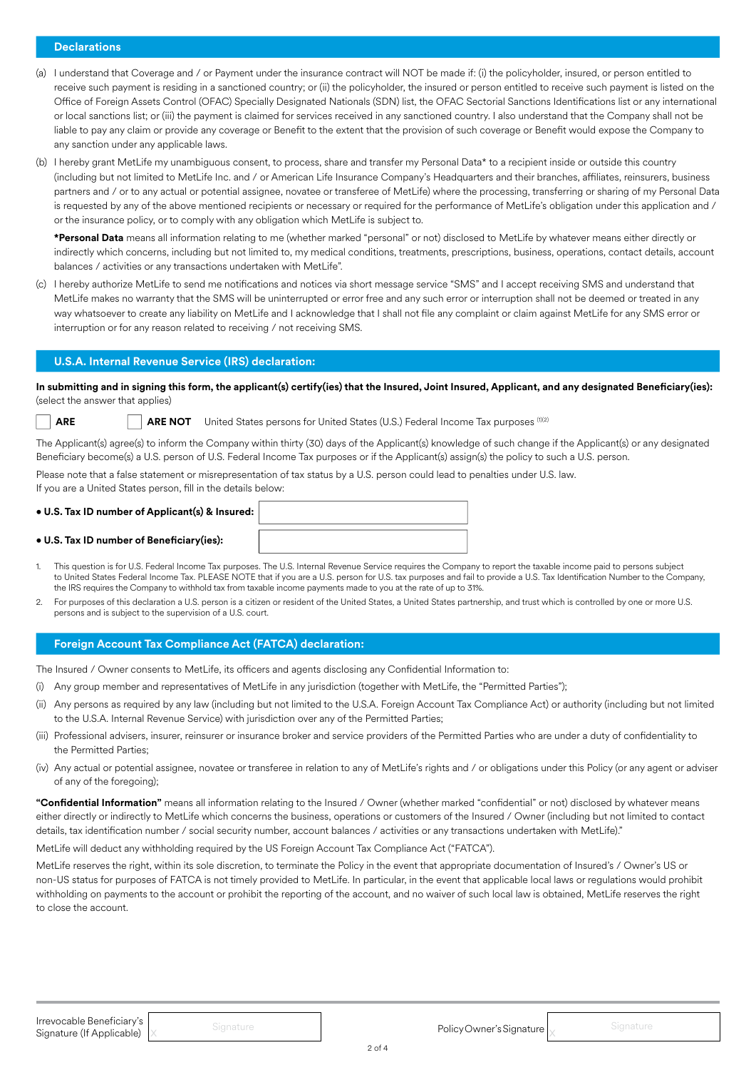## Declarations

(a) I understand that Coverage and / or Payment under the insurance contract will NOT be made if: (i) the policyholder, insured, or person entitled to receive such payment is residing in a sanctioned country; or (ii) the policyholder, the insured or person entitled to receive such payment is listed on the Office of Foreign Assets Control (OFAC) Specially Designated Nationals (SDN) list, the OFAC Sectorial Sanctions Identifications list or any international or local sanctions list; or (iii) the payment is claimed for services received in any sanctioned country. I also understand that the Company shall not be liable to pay any claim or provide any coverage or Benefit to the extent that the provision of such coverage or Benefit would expose the Company to any sanction under any applicable laws.

(b) I hereby grant MetLife my unambiguous consent, to process, share and transfer my Personal Data* to a recipient inside or outside this country (including but not limited to MetLife Inc. and / or American Life Insurance Company's Headquarters and their branches, affiliates, reinsurers, business partners and / or to any actual or potential assignee, novatee or transferee of MetLife) where the processing, transferring or sharing of my Personal Data is requested by any of the above mentioned recipients or necessary or required for the performance of MetLife's obligation under this application and / or the insurance policy, or to comply with any obligation which MetLife is subject to.

**\*Personal Data** means all information relating to me (whether marked "personal" or not) disclosed to MetLife by whatever means either directly or indirectly which concerns, including but not limited to, my medical conditions, treatments, prescriptions, business, operations, contact details, account balances / activities or any transactions undertaken with MetLife".

(c) I hereby authorize MetLife to send me notifications and notices via short message service "SMS" and I accept receiving SMS and understand that MetLife makes no warranty that the SMS will be uninterrupted or error free and any such error or interruption shall not be deemed or treated in any way whatsoever to create any liability on MetLife and I acknowledge that I shall not file any complaint or claim against MetLife for any SMS error or interruption or for any reason related to receiving / not receiving SMS.

## U.S.A. Internal Revenue Service (IRS) declaration:

**In submitting and in signing this form, the applicant(s) certify(ies) that the Insured, Joint Insured, Applicant, and any designated Beneficiary(ies):** (select the answer that applies)

☐ **ARE** ☐ **ARE NOT** United States persons for United States (U.S.) Federal Income Tax purposes [(1)(2)]

The Applicant(s) agree(s) to inform the Company within thirty (30) days of the Applicant(s) knowledge of such change if the Applicant(s) or any designated Beneficiary become(s) a U.S. person of U.S. Federal Income Tax purposes or if the Applicant(s) assign(s) the policy to such a U.S. person.

Please note that a false statement or misrepresentation of tax status by a U.S. person could lead to penalties under U.S. law.
If you are a United States person, fill in the details below:

- **U.S. Tax ID number of Applicant(s) & Insured:** ____________________
- **U.S. Tax ID number of Beneficiary(ies):** ____________________

1. This question is for U.S. Federal Income Tax purposes. The U.S. Internal Revenue Service requires the Company to report the taxable income paid to persons subject to United States Federal Income Tax. PLEASE NOTE that if you are a U.S. person for U.S. tax purposes and fail to provide a U.S. Tax Identification Number to the Company, the IRS requires the Company to withhold tax from taxable income payments made to you at the rate of up to 31%.
2. For purposes of this declaration a U.S. person is a citizen or resident of the United States, a United States partnership, and trust which is controlled by one or more U.S. persons and is subject to the supervision of a U.S. court.

## Foreign Account Tax Compliance Act (FATCA) declaration:

The Insured / Owner consents to MetLife, its officers and agents disclosing any Confidential Information to:

(i) Any group member and representatives of MetLife in any jurisdiction (together with MetLife, the "Permitted Parties");

(ii) Any persons as required by any law (including but not limited to the U.S.A. Foreign Account Tax Compliance Act) or authority (including but not limited to the U.S.A. Internal Revenue Service) with jurisdiction over any of the Permitted Parties;

(iii) Professional advisers, insurer, reinsurer or insurance broker and service providers of the Permitted Parties who are under a duty of confidentiality to the Permitted Parties;

(iv) Any actual or potential assignee, novatee or transferee in relation to any of MetLife's rights and / or obligations under this Policy (or any agent or adviser of any of the foregoing);

**"Confidential Information"** means all information relating to the Insured / Owner (whether marked "confidential" or not) disclosed by whatever means either directly or indirectly to MetLife which concerns the business, operations or customers of the Insured / Owner (including but not limited to contact details, tax identification number / social security number, account balances / activities or any transactions undertaken with MetLife)."

MetLife will deduct any withholding required by the US Foreign Account Tax Compliance Act ("FATCA").

MetLife reserves the right, within its sole discretion, to terminate the Policy in the event that appropriate documentation of Insured's / Owner's US or non-US status for purposes of FATCA is not timely provided to MetLife. In particular, in the event that applicable local laws or regulations would prohibit withholding on payments to the account or prohibit the reporting of the account, and no waiver of such local law is obtained, MetLife reserves the right to close the account.

Irrevocable Beneficiary's Signature (If Applicable) X ____________ Signature

Policy Owner's Signature X ____________ Signature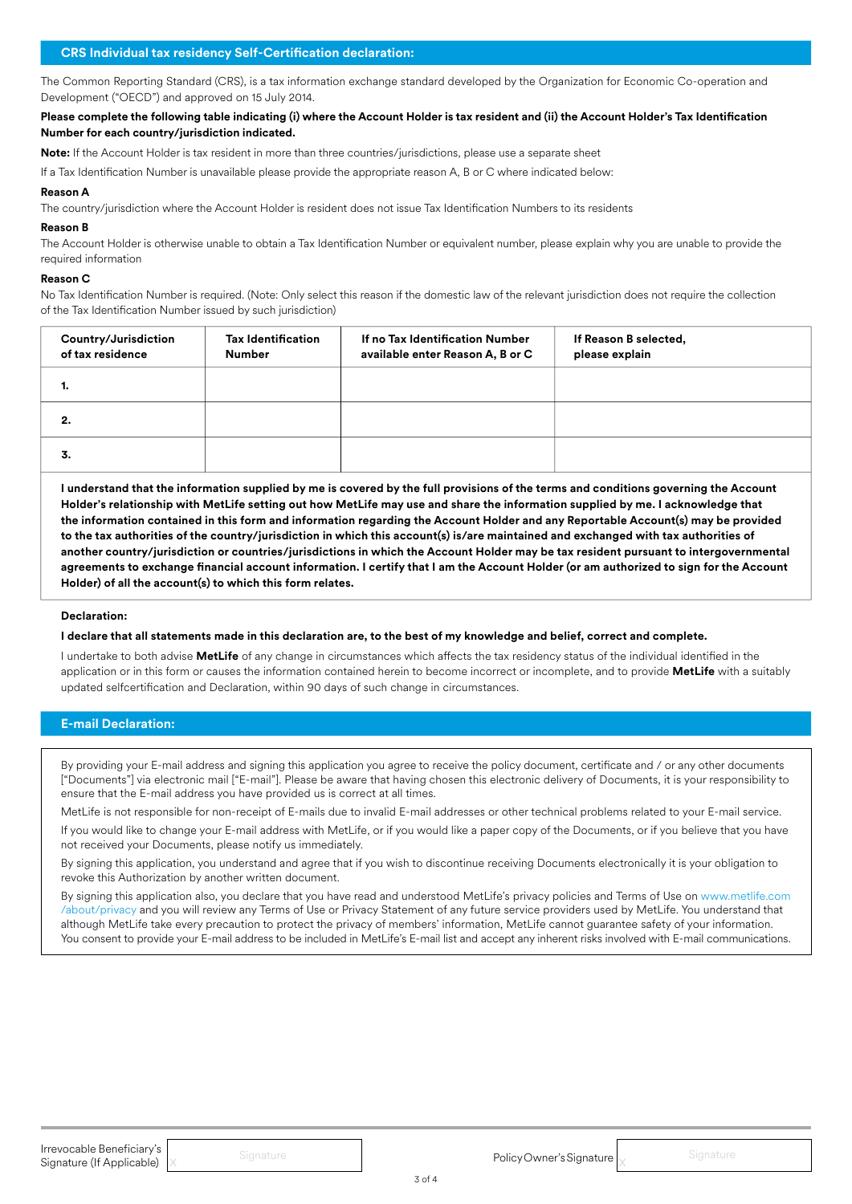## CRS Individual tax residency Self-Certification declaration:

The Common Reporting Standard (CRS), is a tax information exchange standard developed by the Organization for Economic Co-operation and Development ("OECD") and approved on 15 July 2014.

**Please complete the following table indicating (i) where the Account Holder is tax resident and (ii) the Account Holder's Tax Identification Number for each country/jurisdiction indicated.**

**Note:** If the Account Holder is tax resident in more than three countries/jurisdictions, please use a separate sheet

If a Tax Identification Number is unavailable please provide the appropriate reason A, B or C where indicated below:

**Reason A**

The country/jurisdiction where the Account Holder is resident does not issue Tax Identification Numbers to its residents

**Reason B**

The Account Holder is otherwise unable to obtain a Tax Identification Number or equivalent number, please explain why you are unable to provide the required information

**Reason C**

No Tax Identification Number is required. (Note: Only select this reason if the domestic law of the relevant jurisdiction does not require the collection of the Tax Identification Number issued by such jurisdiction)

| Country/Jurisdiction of tax residence | Tax Identification Number | If no Tax Identification Number available enter Reason A, B or C | If Reason B selected, please explain |
|---|---|---|---|
| 1. | | | |
| 2. | | | |
| 3. | | | |

**I understand that the information supplied by me is covered by the full provisions of the terms and conditions governing the Account Holder's relationship with MetLife setting out how MetLife may use and share the information supplied by me. I acknowledge that the information contained in this form and information regarding the Account Holder and any Reportable Account(s) may be provided to the tax authorities of the country/jurisdiction in which this account(s) is/are maintained and exchanged with tax authorities of another country/jurisdiction or countries/jurisdictions in which the Account Holder may be tax resident pursuant to intergovernmental agreements to exchange financial account information. I certify that I am the Account Holder (or am authorized to sign for the Account Holder) of all the account(s) to which this form relates.**

**Declaration:**

**I declare that all statements made in this declaration are, to the best of my knowledge and belief, correct and complete.**

I undertake to both advise **MetLife** of any change in circumstances which affects the tax residency status of the individual identified in the application or in this form or causes the information contained herein to become incorrect or incomplete, and to provide **MetLife** with a suitably updated selfcertification and Declaration, within 90 days of such change in circumstances.

## E-mail Declaration:

By providing your E-mail address and signing this application you agree to receive the policy document, certificate and / or any other documents ["Documents"] via electronic mail ["E-mail"]. Please be aware that having chosen this electronic delivery of Documents, it is your responsibility to ensure that the E-mail address you have provided us is correct at all times.

MetLife is not responsible for non-receipt of E-mails due to invalid E-mail addresses or other technical problems related to your E-mail service.

If you would like to change your E-mail address with MetLife, or if you would like a paper copy of the Documents, or if you believe that you have not received your Documents, please notify us immediately.

By signing this application, you understand and agree that if you wish to discontinue receiving Documents electronically it is your obligation to revoke this Authorization by another written document.

By signing this application also, you declare that you have read and understood MetLife's privacy policies and Terms of Use on www.metlife.com/about/privacy and you will review any Terms of Use or Privacy Statement of any future service providers used by MetLife. You understand that although MetLife take every precaution to protect the privacy of members' information, MetLife cannot guarantee safety of your information. You consent to provide your E-mail address to be included in MetLife's E-mail list and accept any inherent risks involved with E-mail communications.

Irrevocable Beneficiary's Signature (If Applicable) X Signature

Policy Owner's Signature X Signature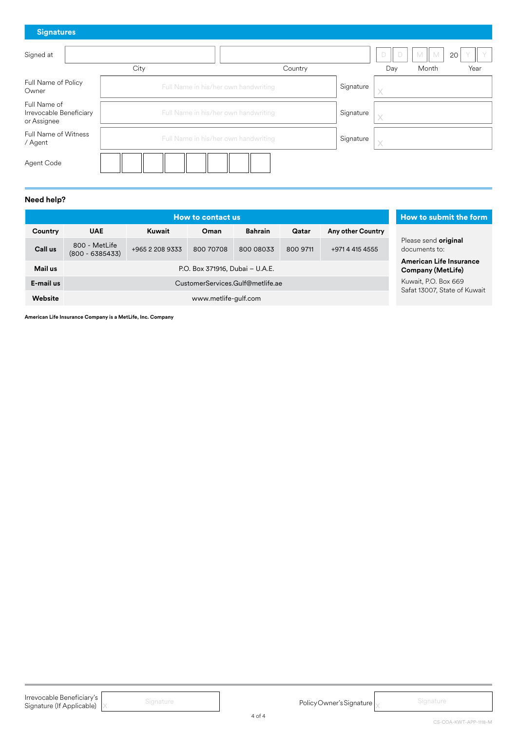## Signatures

| | | | |
|---|---|---|---|
| Signed at | City | Country | D D / M M / 20 Y Y (Day / Month / Year) |
| Full Name of Policy Owner | Full Name in his/her own handwriting | Signature | X |
| Full Name of Irrevocable Beneficiary or Assignee | Full Name in his/her own handwriting | Signature | X |
| Full Name of Witness / Agent | Full Name in his/her own handwriting | Signature | X |
| Agent Code | | | |

### Need help?

**How to contact us**

| Country | UAE | Kuwait | Oman | Bahrain | Qatar | Any other Country |
|---|---|---|---|---|---|---|
| **Call us** | 800 - MetLife (800 - 6385433) | +965 2 208 9333 | 800 70708 | 800 08033 | 800 9711 | +971 4 415 4555 |
| **Mail us** | P.O. Box 371916, Dubai – U.A.E. | | | | | |
| **E-mail us** | CustomerServices.Gulf@metlife.ae | | | | | |
| **Website** | www.metlife-gulf.com | | | | | |

**How to submit the form**

Please send **original** documents to:

**American Life Insurance Company (MetLife)**
Kuwait, P.O. Box 669
Safat 13007, State of Kuwait

**American Life Insurance Company is a MetLife, Inc. Company**

Irrevocable Beneficiary's Signature (If Applicable) X Signature

Policy Owner's Signature X Signature

CS-COA-KWT-APP-1118-M